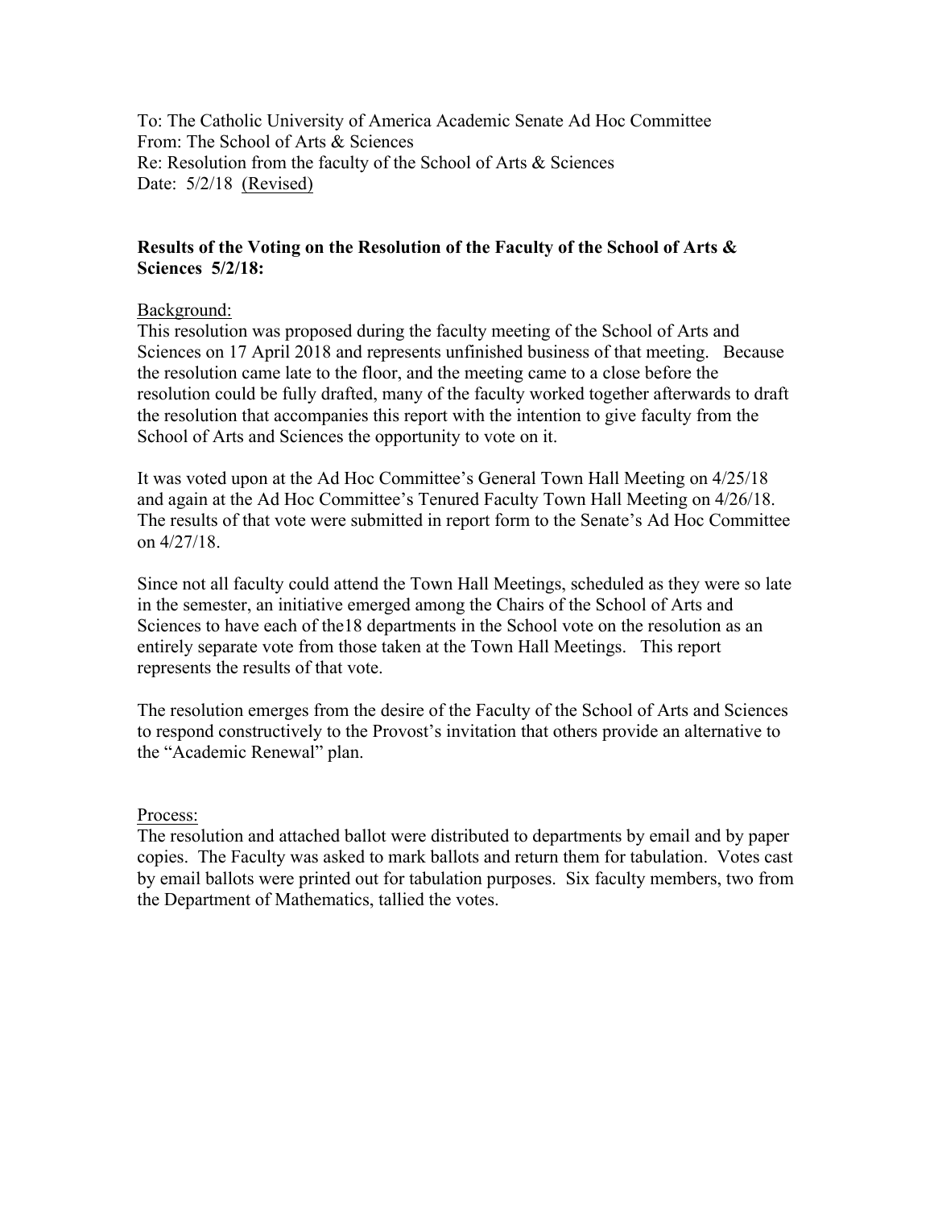To: The Catholic University of America Academic Senate Ad Hoc Committee
From: The School of Arts & Sciences
Re: Resolution from the faculty of the School of Arts & Sciences
Date: 5/2/18 <u>(Revised)</u>

**Results of the Voting on the Resolution of the Faculty of the School of Arts & Sciences 5/2/18:**

<u>Background:</u>
This resolution was proposed during the faculty meeting of the School of Arts and Sciences on 17 April 2018 and represents unfinished business of that meeting. Because the resolution came late to the floor, and the meeting came to a close before the resolution could be fully drafted, many of the faculty worked together afterwards to draft the resolution that accompanies this report with the intention to give faculty from the School of Arts and Sciences the opportunity to vote on it.

It was voted upon at the Ad Hoc Committee's General Town Hall Meeting on 4/25/18 and again at the Ad Hoc Committee's Tenured Faculty Town Hall Meeting on 4/26/18. The results of that vote were submitted in report form to the Senate's Ad Hoc Committee on 4/27/18.

Since not all faculty could attend the Town Hall Meetings, scheduled as they were so late in the semester, an initiative emerged among the Chairs of the School of Arts and Sciences to have each of the18 departments in the School vote on the resolution as an entirely separate vote from those taken at the Town Hall Meetings. This report represents the results of that vote.

The resolution emerges from the desire of the Faculty of the School of Arts and Sciences to respond constructively to the Provost's invitation that others provide an alternative to the "Academic Renewal" plan.

<u>Process:</u>
The resolution and attached ballot were distributed to departments by email and by paper copies. The Faculty was asked to mark ballots and return them for tabulation. Votes cast by email ballots were printed out for tabulation purposes. Six faculty members, two from the Department of Mathematics, tallied the votes.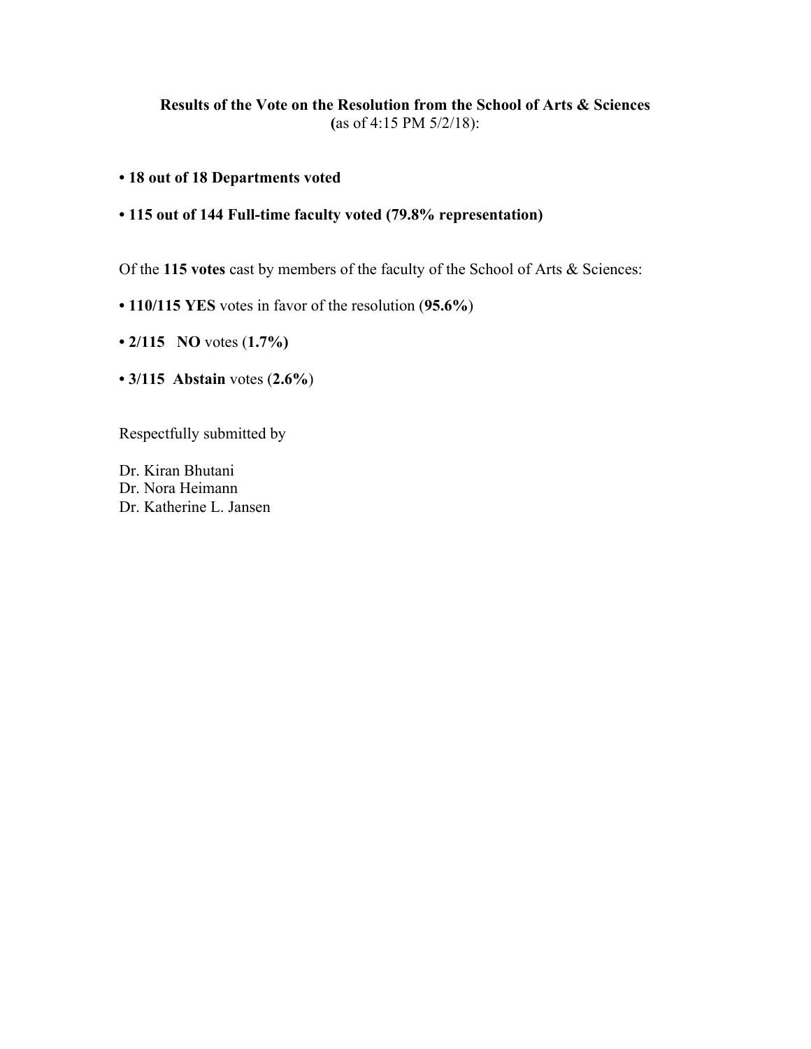**Results of the Vote on the Resolution from the School of Arts & Sciences**
**(**as of 4:15 PM 5/2/18):

- **18 out of 18 Departments voted**
- **115 out of 144 Full-time faculty voted (79.8% representation)**

Of the **115 votes** cast by members of the faculty of the School of Arts & Sciences:

- **110/115 YES** votes in favor of the resolution (**95.6%**)
- **2/115 NO** votes (**1.7%)**
- **3/115 Abstain** votes (**2.6%**)

Respectfully submitted by

Dr. Kiran Bhutani
Dr. Nora Heimann
Dr. Katherine L. Jansen